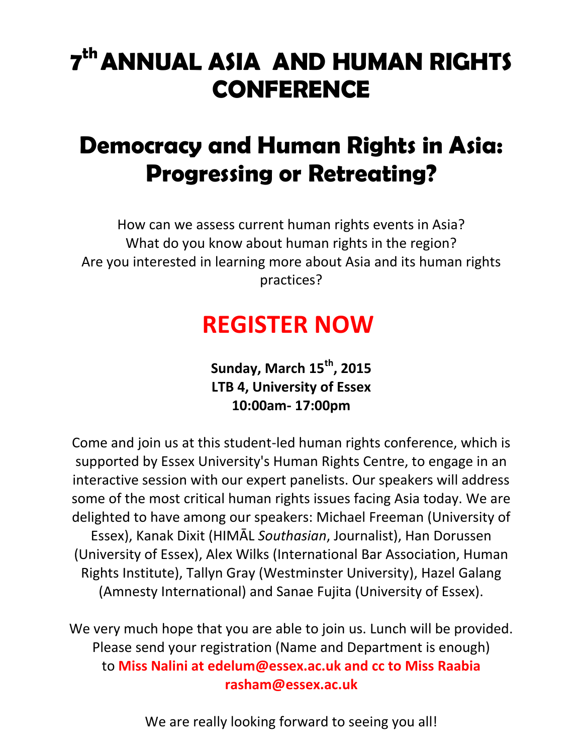# 7th ANNUAL ASIA AND HUMAN RIGHTS CONFERENCE

## Democracy and Human Rights in Asia: Progressing or Retreating?

How can we assess current human rights events in Asia?
What do you know about human rights in the region?
Are you interested in learning more about Asia and its human rights practices?

## REGISTER NOW

**Sunday, March 15th, 2015**
**LTB 4, University of Essex**
**10:00am- 17:00pm**

Come and join us at this student-led human rights conference, which is supported by Essex University's Human Rights Centre, to engage in an interactive session with our expert panelists. Our speakers will address some of the most critical human rights issues facing Asia today. We are delighted to have among our speakers: Michael Freeman (University of Essex), Kanak Dixit (HIMĀL *Southasian*, Journalist), Han Dorussen (University of Essex), Alex Wilks (International Bar Association, Human Rights Institute), Tallyn Gray (Westminster University), Hazel Galang (Amnesty International) and Sanae Fujita (University of Essex).

We very much hope that you are able to join us. Lunch will be provided. Please send your registration (Name and Department is enough) to **Miss Nalini at edelum@essex.ac.uk and cc to Miss Raabia rasham@essex.ac.uk**

We are really looking forward to seeing you all!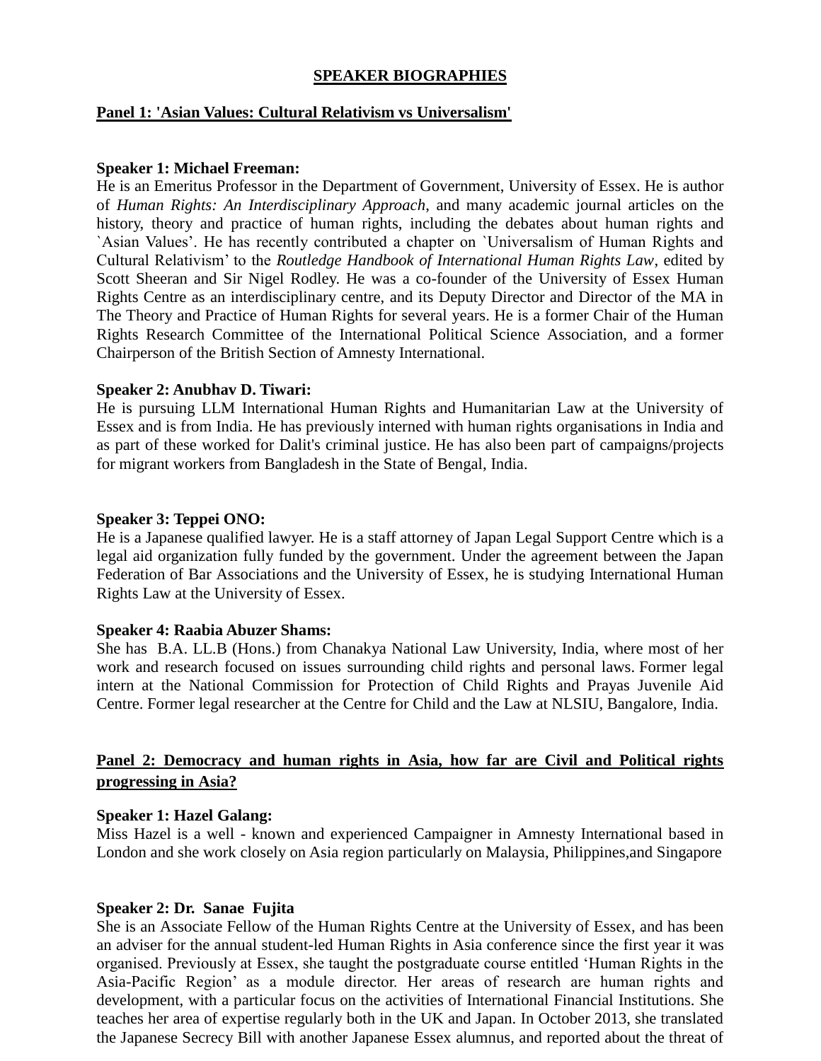# SPEAKER BIOGRAPHIES

## Panel 1: 'Asian Values: Cultural Relativism vs Universalism'

**Speaker 1: Michael Freeman:**
He is an Emeritus Professor in the Department of Government, University of Essex. He is author of *Human Rights: An Interdisciplinary Approach*, and many academic journal articles on the history, theory and practice of human rights, including the debates about human rights and `Asian Values'. He has recently contributed a chapter on `Universalism of Human Rights and Cultural Relativism' to the *Routledge Handbook of International Human Rights Law*, edited by Scott Sheeran and Sir Nigel Rodley. He was a co-founder of the University of Essex Human Rights Centre as an interdisciplinary centre, and its Deputy Director and Director of the MA in The Theory and Practice of Human Rights for several years. He is a former Chair of the Human Rights Research Committee of the International Political Science Association, and a former Chairperson of the British Section of Amnesty International.

**Speaker 2: Anubhav D. Tiwari:**
He is pursuing LLM International Human Rights and Humanitarian Law at the University of Essex and is from India. He has previously interned with human rights organisations in India and as part of these worked for Dalit's criminal justice. He has also been part of campaigns/projects for migrant workers from Bangladesh in the State of Bengal, India.

**Speaker 3: Teppei ONO:**
He is a Japanese qualified lawyer. He is a staff attorney of Japan Legal Support Centre which is a legal aid organization fully funded by the government. Under the agreement between the Japan Federation of Bar Associations and the University of Essex, he is studying International Human Rights Law at the University of Essex.

**Speaker 4: Raabia Abuzer Shams:**
She has B.A. LL.B (Hons.) from Chanakya National Law University, India, where most of her work and research focused on issues surrounding child rights and personal laws. Former legal intern at the National Commission for Protection of Child Rights and Prayas Juvenile Aid Centre. Former legal researcher at the Centre for Child and the Law at NLSIU, Bangalore, India.

## Panel 2: Democracy and human rights in Asia, how far are Civil and Political rights progressing in Asia?

**Speaker 1: Hazel Galang:**
Miss Hazel is a well - known and experienced Campaigner in Amnesty International based in London and she work closely on Asia region particularly on Malaysia, Philippines,and Singapore

**Speaker 2: Dr. Sanae Fujita**
She is an Associate Fellow of the Human Rights Centre at the University of Essex, and has been an adviser for the annual student-led Human Rights in Asia conference since the first year it was organised. Previously at Essex, she taught the postgraduate course entitled 'Human Rights in the Asia-Pacific Region' as a module director. Her areas of research are human rights and development, with a particular focus on the activities of International Financial Institutions. She teaches her area of expertise regularly both in the UK and Japan. In October 2013, she translated the Japanese Secrecy Bill with another Japanese Essex alumnus, and reported about the threat of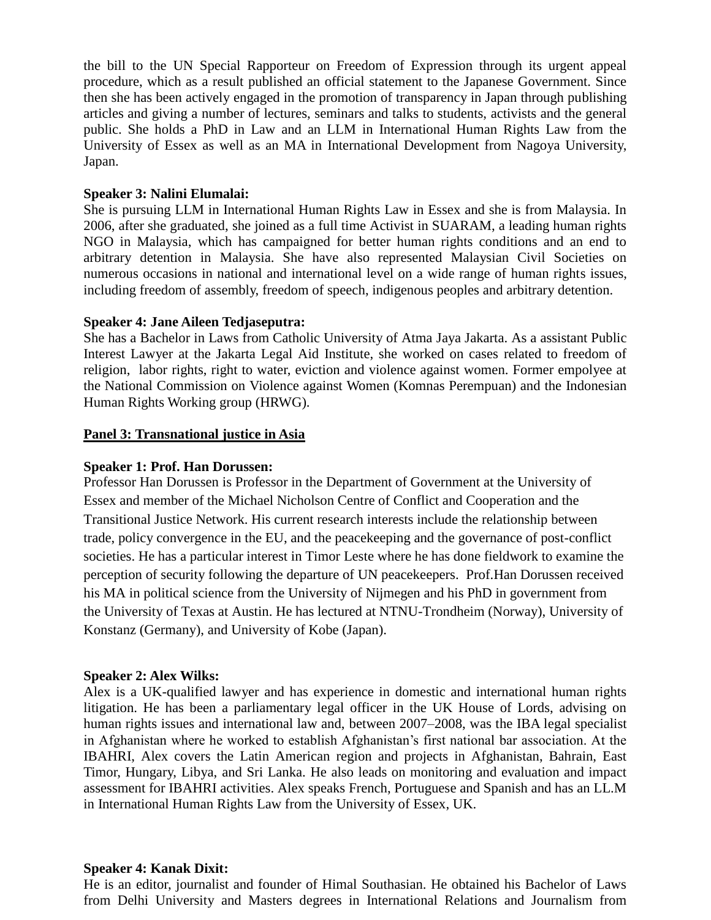the bill to the UN Special Rapporteur on Freedom of Expression through its urgent appeal procedure, which as a result published an official statement to the Japanese Government. Since then she has been actively engaged in the promotion of transparency in Japan through publishing articles and giving a number of lectures, seminars and talks to students, activists and the general public. She holds a PhD in Law and an LLM in International Human Rights Law from the University of Essex as well as an MA in International Development from Nagoya University, Japan.

**Speaker 3: Nalini Elumalai:**
She is pursuing LLM in International Human Rights Law in Essex and she is from Malaysia. In 2006, after she graduated, she joined as a full time Activist in SUARAM, a leading human rights NGO in Malaysia, which has campaigned for better human rights conditions and an end to arbitrary detention in Malaysia. She have also represented Malaysian Civil Societies on numerous occasions in national and international level on a wide range of human rights issues, including freedom of assembly, freedom of speech, indigenous peoples and arbitrary detention.

**Speaker 4: Jane Aileen Tedjaseputra:**
She has a Bachelor in Laws from Catholic University of Atma Jaya Jakarta. As a assistant Public Interest Lawyer at the Jakarta Legal Aid Institute, she worked on cases related to freedom of religion, labor rights, right to water, eviction and violence against women. Former empolyee at the National Commission on Violence against Women (Komnas Perempuan) and the Indonesian Human Rights Working group (HRWG).

**Panel 3: Transnational justice in Asia**

**Speaker 1: Prof. Han Dorussen:**
Professor Han Dorussen is Professor in the Department of Government at the University of Essex and member of the Michael Nicholson Centre of Conflict and Cooperation and the Transitional Justice Network. His current research interests include the relationship between trade, policy convergence in the EU, and the peacekeeping and the governance of post-conflict societies. He has a particular interest in Timor Leste where he has done fieldwork to examine the perception of security following the departure of UN peacekeepers. Prof.Han Dorussen received his MA in political science from the University of Nijmegen and his PhD in government from the University of Texas at Austin. He has lectured at NTNU-Trondheim (Norway), University of Konstanz (Germany), and University of Kobe (Japan).

**Speaker 2: Alex Wilks:**
Alex is a UK-qualified lawyer and has experience in domestic and international human rights litigation. He has been a parliamentary legal officer in the UK House of Lords, advising on human rights issues and international law and, between 2007–2008, was the IBA legal specialist in Afghanistan where he worked to establish Afghanistan's first national bar association. At the IBAHRI, Alex covers the Latin American region and projects in Afghanistan, Bahrain, East Timor, Hungary, Libya, and Sri Lanka. He also leads on monitoring and evaluation and impact assessment for IBAHRI activities. Alex speaks French, Portuguese and Spanish and has an LL.M in International Human Rights Law from the University of Essex, UK.

**Speaker 4: Kanak Dixit:**
He is an editor, journalist and founder of Himal Southasian. He obtained his Bachelor of Laws from Delhi University and Masters degrees in International Relations and Journalism from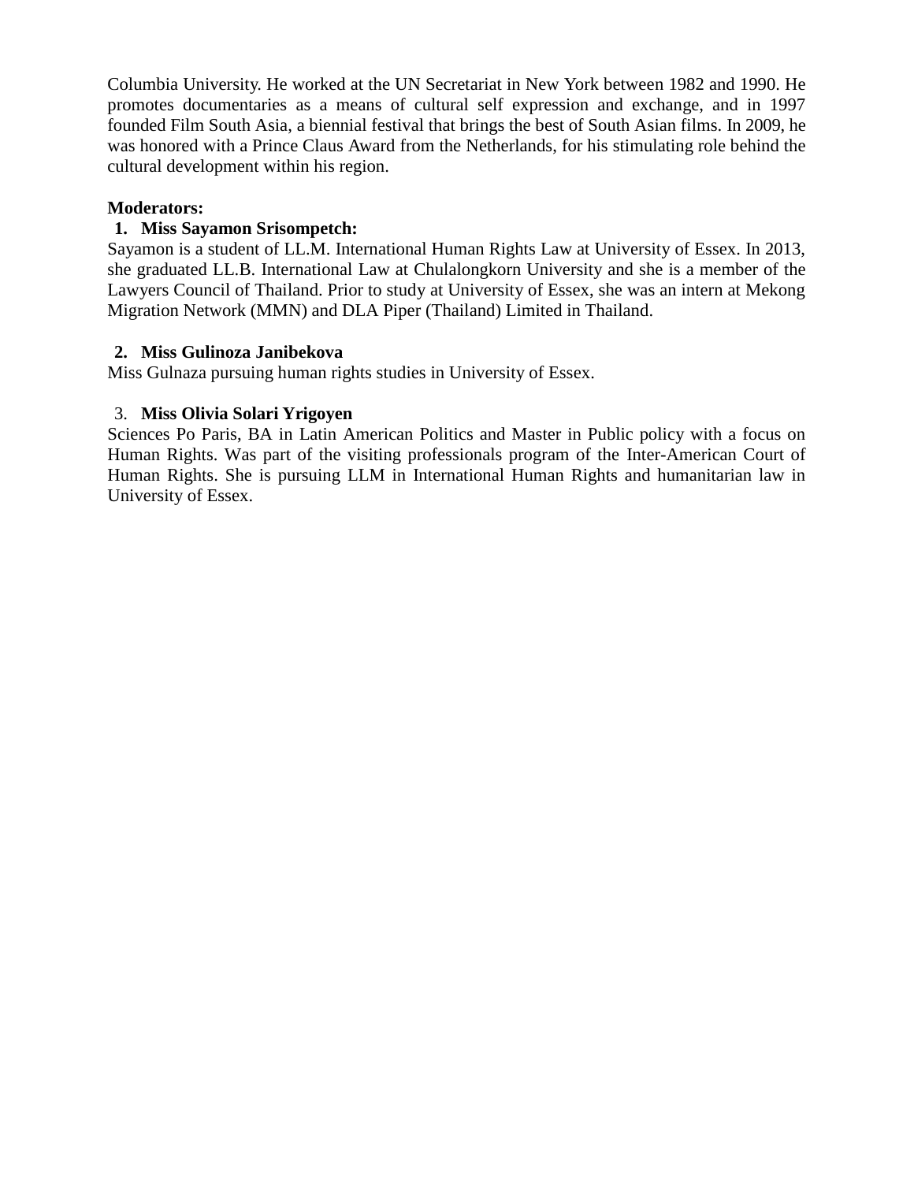Columbia University. He worked at the UN Secretariat in New York between 1982 and 1990. He promotes documentaries as a means of cultural self expression and exchange, and in 1997 founded Film South Asia, a biennial festival that brings the best of South Asian films. In 2009, he was honored with a Prince Claus Award from the Netherlands, for his stimulating role behind the cultural development within his region.

**Moderators:**

1. **Miss Sayamon Srisompetch:**

Sayamon is a student of LL.M. International Human Rights Law at University of Essex. In 2013, she graduated LL.B. International Law at Chulalongkorn University and she is a member of the Lawyers Council of Thailand. Prior to study at University of Essex, she was an intern at Mekong Migration Network (MMN) and DLA Piper (Thailand) Limited in Thailand.

2. **Miss Gulinoza Janibekova**

Miss Gulnaza pursuing human rights studies in University of Essex.

3. **Miss Olivia Solari Yrigoyen**

Sciences Po Paris, BA in Latin American Politics and Master in Public policy with a focus on Human Rights. Was part of the visiting professionals program of the Inter-American Court of Human Rights. She is pursuing LLM in International Human Rights and humanitarian law in University of Essex.